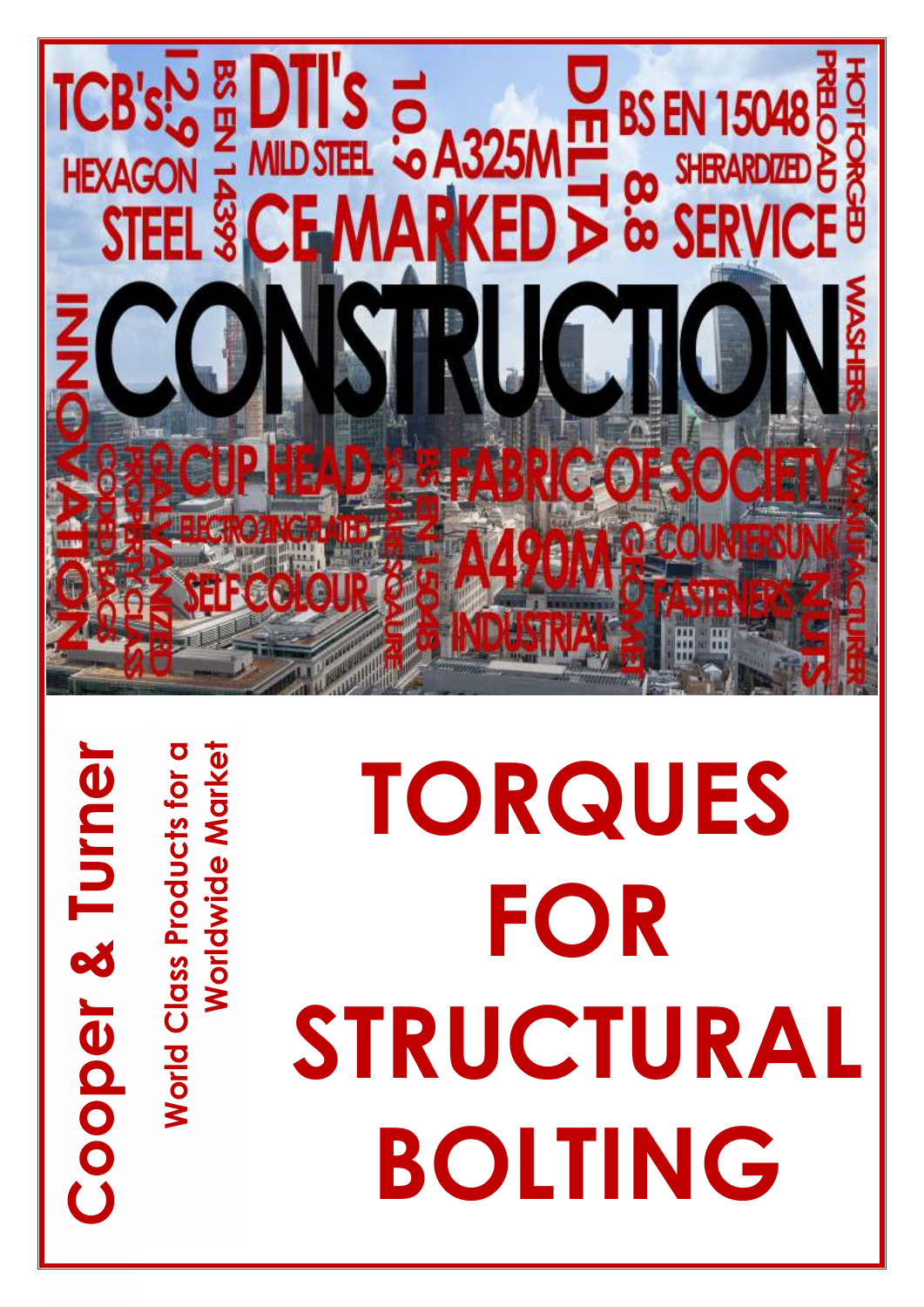# TORQUES FOR STRUCTURAL BOLTING

**Cooper & Turner**

**World Class Products for a Worldwide Market**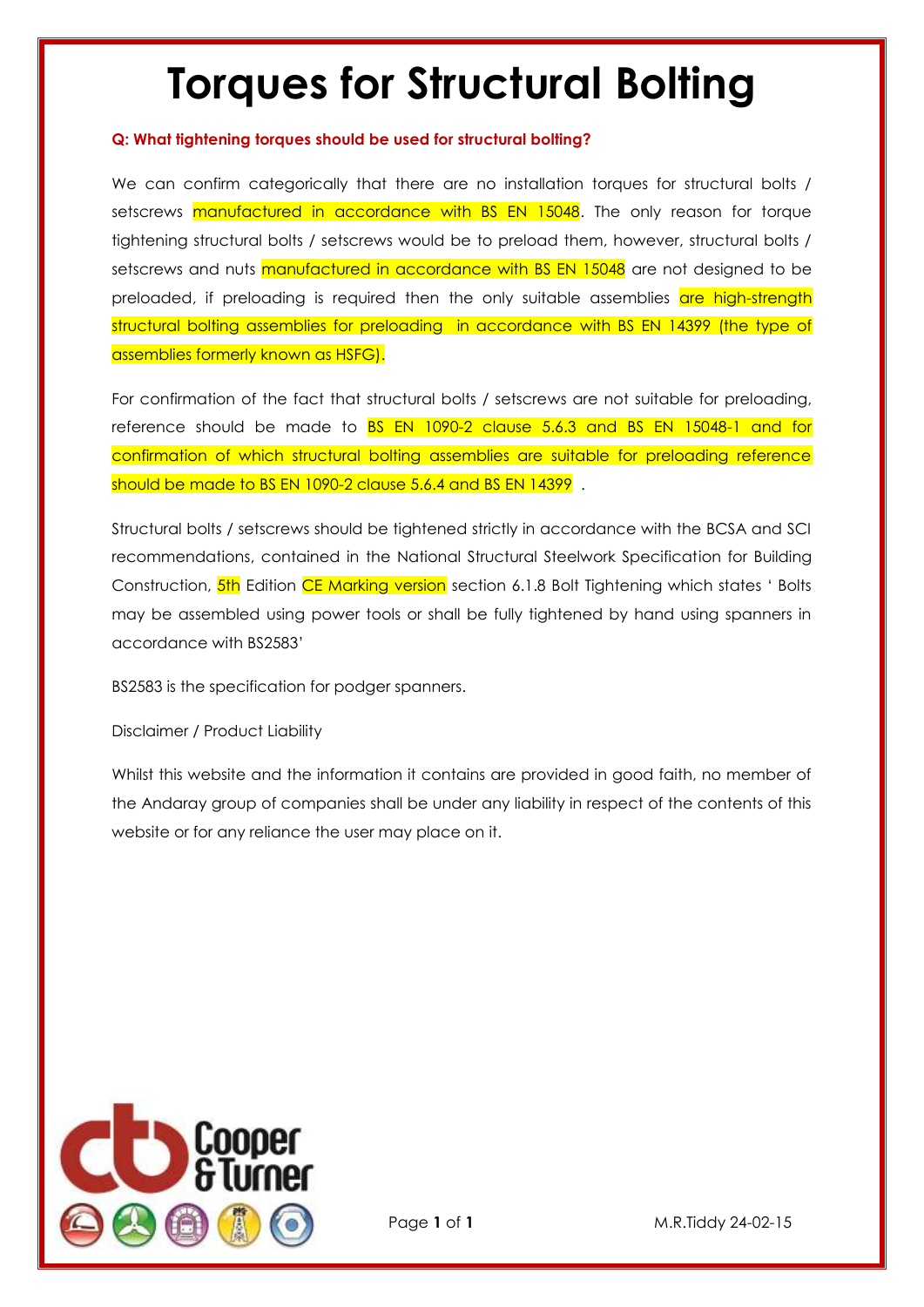# Torques for Structural Bolting

**Q: What tightening torques should be used for structural bolting?**

We can confirm categorically that there are no installation torques for structural bolts / setscrews manufactured in accordance with BS EN 15048. The only reason for torque tightening structural bolts / setscrews would be to preload them, however, structural bolts / setscrews and nuts manufactured in accordance with BS EN 15048 are not designed to be preloaded, if preloading is required then the only suitable assemblies are high-strength structural bolting assemblies for preloading in accordance with BS EN 14399 (the type of assemblies formerly known as HSFG).

For confirmation of the fact that structural bolts / setscrews are not suitable for preloading, reference should be made to BS EN 1090-2 clause 5.6.3 and BS EN 15048-1 and for confirmation of which structural bolting assemblies are suitable for preloading reference should be made to BS EN 1090-2 clause 5.6.4 and BS EN 14399 .

Structural bolts / setscrews should be tightened strictly in accordance with the BCSA and SCI recommendations, contained in the National Structural Steelwork Specification for Building Construction, 5th Edition CE Marking version section 6.1.8 Bolt Tightening which states ' Bolts may be assembled using power tools or shall be fully tightened by hand using spanners in accordance with BS2583'

BS2583 is the specification for podger spanners.

Disclaimer / Product Liability

Whilst this website and the information it contains are provided in good faith, no member of the Andaray group of companies shall be under any liability in respect of the contents of this website or for any reliance the user may place on it.

Cooper & Turner

M.R.Tiddy 24-02-15